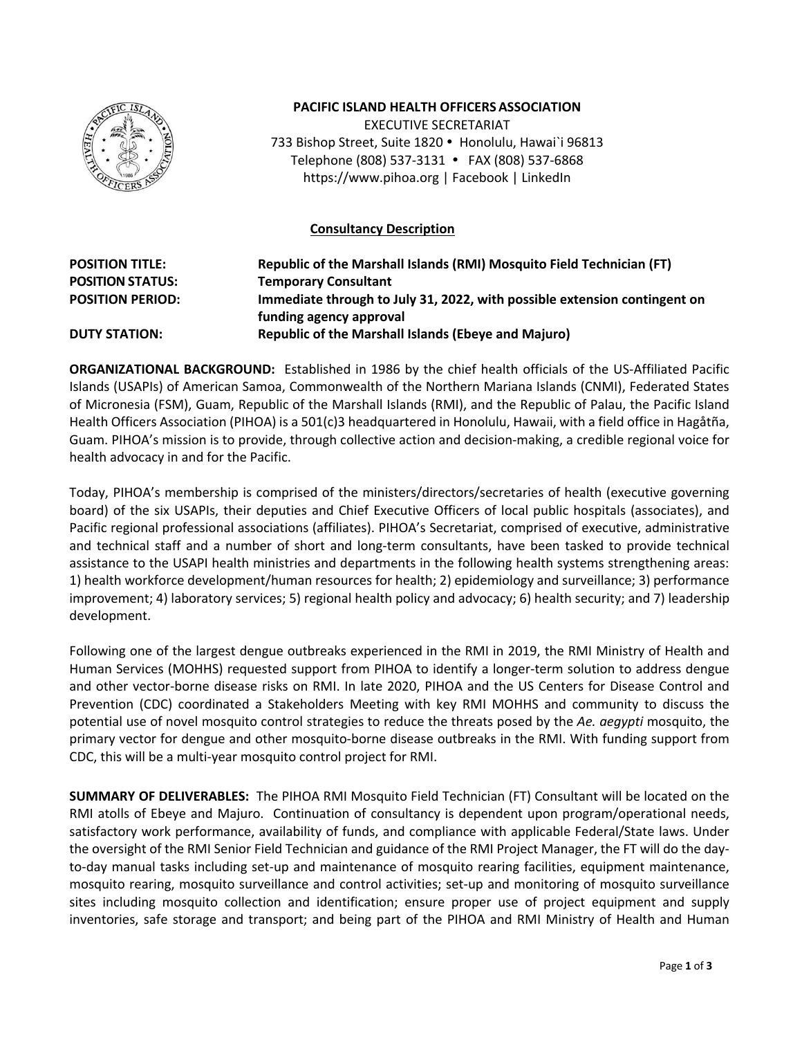**PACIFIC ISLAND HEALTH OFFICERS ASSOCIATION**
EXECUTIVE SECRETARIAT
733 Bishop Street, Suite 1820 • Honolulu, Hawai`i 96813
Telephone (808) 537-3131 • FAX (808) 537-6868
https://www.pihoa.org | Facebook | LinkedIn

## Consultancy Description

| | |
|---|---|
| **POSITION TITLE:** | **Republic of the Marshall Islands (RMI) Mosquito Field Technician (FT)** |
| **POSITION STATUS:** | **Temporary Consultant** |
| **POSITION PERIOD:** | **Immediate through to July 31, 2022, with possible extension contingent on funding agency approval** |
| **DUTY STATION:** | **Republic of the Marshall Islands (Ebeye and Majuro)** |

**ORGANIZATIONAL BACKGROUND:** Established in 1986 by the chief health officials of the US-Affiliated Pacific Islands (USAPIs) of American Samoa, Commonwealth of the Northern Mariana Islands (CNMI), Federated States of Micronesia (FSM), Guam, Republic of the Marshall Islands (RMI), and the Republic of Palau, the Pacific Island Health Officers Association (PIHOA) is a 501(c)3 headquartered in Honolulu, Hawaii, with a field office in Hagåtña, Guam. PIHOA's mission is to provide, through collective action and decision-making, a credible regional voice for health advocacy in and for the Pacific.

Today, PIHOA's membership is comprised of the ministers/directors/secretaries of health (executive governing board) of the six USAPIs, their deputies and Chief Executive Officers of local public hospitals (associates), and Pacific regional professional associations (affiliates). PIHOA's Secretariat, comprised of executive, administrative and technical staff and a number of short and long-term consultants, have been tasked to provide technical assistance to the USAPI health ministries and departments in the following health systems strengthening areas: 1) health workforce development/human resources for health; 2) epidemiology and surveillance; 3) performance improvement; 4) laboratory services; 5) regional health policy and advocacy; 6) health security; and 7) leadership development.

Following one of the largest dengue outbreaks experienced in the RMI in 2019, the RMI Ministry of Health and Human Services (MOHHS) requested support from PIHOA to identify a longer-term solution to address dengue and other vector-borne disease risks on RMI. In late 2020, PIHOA and the US Centers for Disease Control and Prevention (CDC) coordinated a Stakeholders Meeting with key RMI MOHHS and community to discuss the potential use of novel mosquito control strategies to reduce the threats posed by the *Ae. aegypti* mosquito, the primary vector for dengue and other mosquito-borne disease outbreaks in the RMI. With funding support from CDC, this will be a multi-year mosquito control project for RMI.

**SUMMARY OF DELIVERABLES:** The PIHOA RMI Mosquito Field Technician (FT) Consultant will be located on the RMI atolls of Ebeye and Majuro. Continuation of consultancy is dependent upon program/operational needs, satisfactory work performance, availability of funds, and compliance with applicable Federal/State laws. Under the oversight of the RMI Senior Field Technician and guidance of the RMI Project Manager, the FT will do the day-to-day manual tasks including set-up and maintenance of mosquito rearing facilities, equipment maintenance, mosquito rearing, mosquito surveillance and control activities; set-up and monitoring of mosquito surveillance sites including mosquito collection and identification; ensure proper use of project equipment and supply inventories, safe storage and transport; and being part of the PIHOA and RMI Ministry of Health and Human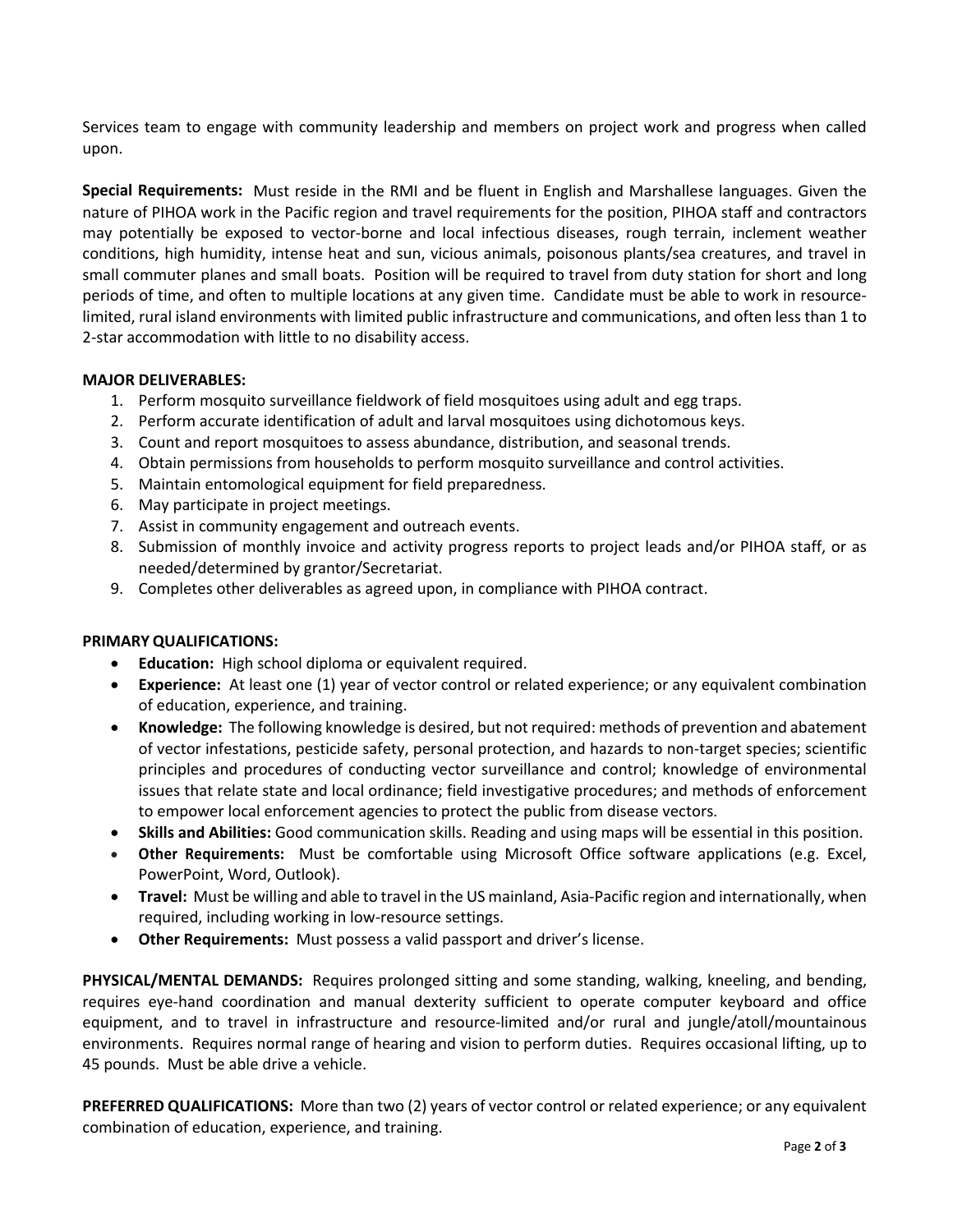Services team to engage with community leadership and members on project work and progress when called upon.

**Special Requirements:** Must reside in the RMI and be fluent in English and Marshallese languages. Given the nature of PIHOA work in the Pacific region and travel requirements for the position, PIHOA staff and contractors may potentially be exposed to vector-borne and local infectious diseases, rough terrain, inclement weather conditions, high humidity, intense heat and sun, vicious animals, poisonous plants/sea creatures, and travel in small commuter planes and small boats. Position will be required to travel from duty station for short and long periods of time, and often to multiple locations at any given time. Candidate must be able to work in resource-limited, rural island environments with limited public infrastructure and communications, and often less than 1 to 2-star accommodation with little to no disability access.

**MAJOR DELIVERABLES:**

1. Perform mosquito surveillance fieldwork of field mosquitoes using adult and egg traps.
2. Perform accurate identification of adult and larval mosquitoes using dichotomous keys.
3. Count and report mosquitoes to assess abundance, distribution, and seasonal trends.
4. Obtain permissions from households to perform mosquito surveillance and control activities.
5. Maintain entomological equipment for field preparedness.
6. May participate in project meetings.
7. Assist in community engagement and outreach events.
8. Submission of monthly invoice and activity progress reports to project leads and/or PIHOA staff, or as needed/determined by grantor/Secretariat.
9. Completes other deliverables as agreed upon, in compliance with PIHOA contract.

**PRIMARY QUALIFICATIONS:**

- **Education:** High school diploma or equivalent required.
- **Experience:** At least one (1) year of vector control or related experience; or any equivalent combination of education, experience, and training.
- **Knowledge:** The following knowledge is desired, but not required: methods of prevention and abatement of vector infestations, pesticide safety, personal protection, and hazards to non-target species; scientific principles and procedures of conducting vector surveillance and control; knowledge of environmental issues that relate state and local ordinance; field investigative procedures; and methods of enforcement to empower local enforcement agencies to protect the public from disease vectors.
- **Skills and Abilities:** Good communication skills. Reading and using maps will be essential in this position.
- **Other Requirements:** Must be comfortable using Microsoft Office software applications (e.g. Excel, PowerPoint, Word, Outlook).
- **Travel:** Must be willing and able to travel in the US mainland, Asia-Pacific region and internationally, when required, including working in low-resource settings.
- **Other Requirements:** Must possess a valid passport and driver's license.

**PHYSICAL/MENTAL DEMANDS:** Requires prolonged sitting and some standing, walking, kneeling, and bending, requires eye-hand coordination and manual dexterity sufficient to operate computer keyboard and office equipment, and to travel in infrastructure and resource-limited and/or rural and jungle/atoll/mountainous environments. Requires normal range of hearing and vision to perform duties. Requires occasional lifting, up to 45 pounds. Must be able drive a vehicle.

**PREFERRED QUALIFICATIONS:** More than two (2) years of vector control or related experience; or any equivalent combination of education, experience, and training.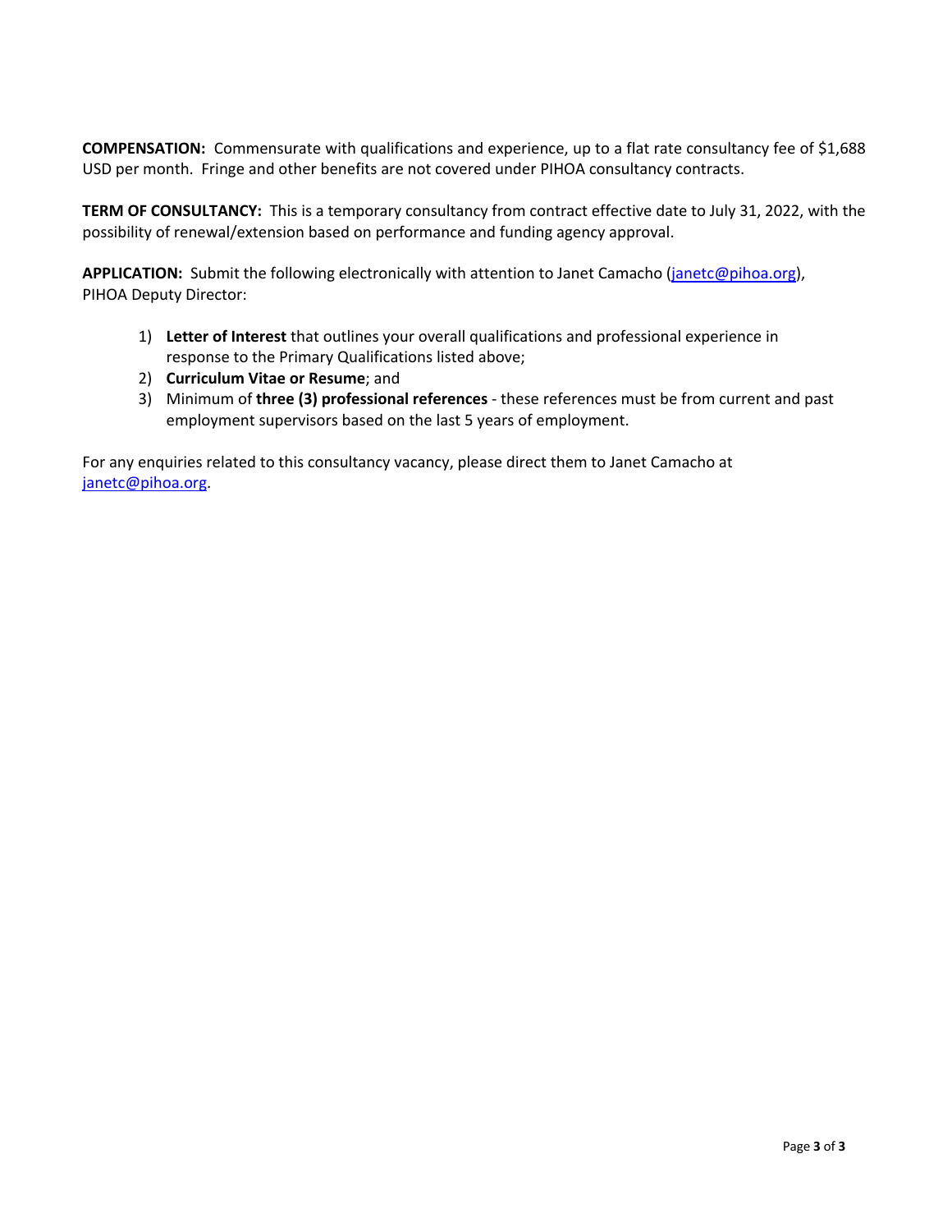**COMPENSATION:** Commensurate with qualifications and experience, up to a flat rate consultancy fee of $1,688 USD per month. Fringe and other benefits are not covered under PIHOA consultancy contracts.

**TERM OF CONSULTANCY:** This is a temporary consultancy from contract effective date to July 31, 2022, with the possibility of renewal/extension based on performance and funding agency approval.

**APPLICATION:** Submit the following electronically with attention to Janet Camacho (janetc@pihoa.org), PIHOA Deputy Director:

1) **Letter of Interest** that outlines your overall qualifications and professional experience in response to the Primary Qualifications listed above;
2) **Curriculum Vitae or Resume**; and
3) Minimum of **three (3) professional references** - these references must be from current and past employment supervisors based on the last 5 years of employment.

For any enquiries related to this consultancy vacancy, please direct them to Janet Camacho at janetc@pihoa.org.